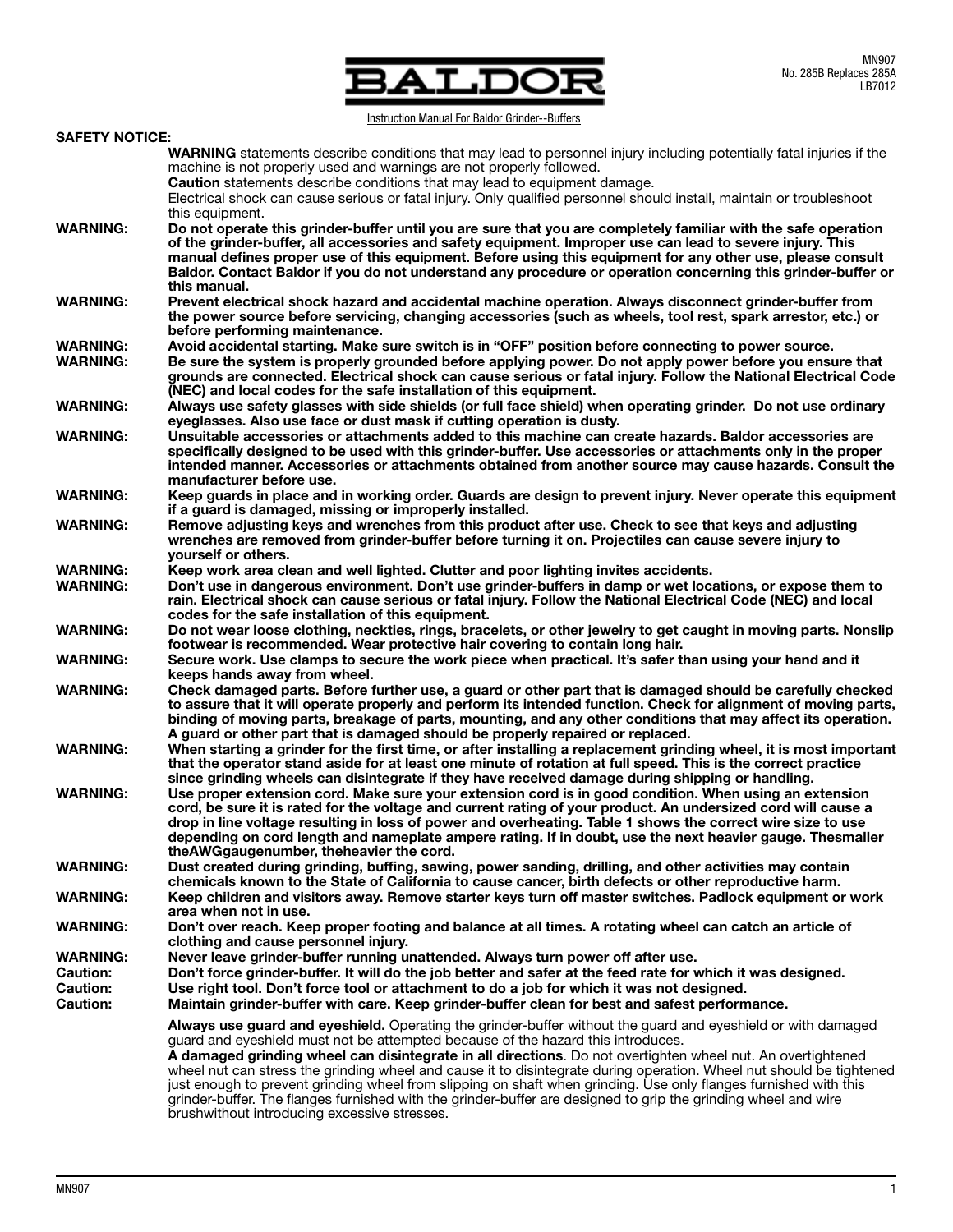# BALDOR

MN907
No. 285B Replaces 285A
LB7012

Instruction Manual For Baldor Grinder--Buffers

**SAFETY NOTICE:**

**WARNING** statements describe conditions that may lead to personnel injury including potentially fatal injuries if the machine is not properly used and warnings are not properly followed.

**Caution** statements describe conditions that may lead to equipment damage.

Electrical shock can cause serious or fatal injury. Only qualified personnel should install, maintain or troubleshoot this equipment.

**WARNING:** **Do not operate this grinder-buffer until you are sure that you are completely familiar with the safe operation of the grinder-buffer, all accessories and safety equipment. Improper use can lead to severe injury. This manual defines proper use of this equipment. Before using this equipment for any other use, please consult Baldor. Contact Baldor if you do not understand any procedure or operation concerning this grinder-buffer or this manual.**

**WARNING:** **Prevent electrical shock hazard and accidental machine operation. Always disconnect grinder-buffer from the power source before servicing, changing accessories (such as wheels, tool rest, spark arrestor, etc.) or before performing maintenance.**

**WARNING:** **Avoid accidental starting. Make sure switch is in "OFF" position before connecting to power source.**

**WARNING:** **Be sure the system is properly grounded before applying power. Do not apply power before you ensure that grounds are connected. Electrical shock can cause serious or fatal injury. Follow the National Electrical Code (NEC) and local codes for the safe installation of this equipment.**

**WARNING:** **Always use safety glasses with side shields (or full face shield) when operating grinder. Do not use ordinary eyeglasses. Also use face or dust mask if cutting operation is dusty.**

**WARNING:** **Unsuitable accessories or attachments added to this machine can create hazards. Baldor accessories are specifically designed to be used with this grinder-buffer. Use accessories or attachments only in the proper intended manner. Accessories or attachments obtained from another source may cause hazards. Consult the manufacturer before use.**

**WARNING:** **Keep guards in place and in working order. Guards are design to prevent injury. Never operate this equipment if a guard is damaged, missing or improperly installed.**

**WARNING:** **Remove adjusting keys and wrenches from this product after use. Check to see that keys and adjusting wrenches are removed from grinder-buffer before turning it on. Projectiles can cause severe injury to yourself or others.**

**WARNING:** **Keep work area clean and well lighted. Clutter and poor lighting invites accidents.**

**WARNING:** **Don't use in dangerous environment. Don't use grinder-buffers in damp or wet locations, or expose them to rain. Electrical shock can cause serious or fatal injury. Follow the National Electrical Code (NEC) and local codes for the safe installation of this equipment.**

**WARNING:** **Do not wear loose clothing, neckties, rings, bracelets, or other jewelry to get caught in moving parts. Nonslip footwear is recommended. Wear protective hair covering to contain long hair.**

**WARNING:** **Secure work. Use clamps to secure the work piece when practical. It's safer than using your hand and it keeps hands away from wheel.**

**WARNING:** **Check damaged parts. Before further use, a guard or other part that is damaged should be carefully checked to assure that it will operate properly and perform its intended function. Check for alignment of moving parts, binding of moving parts, breakage of parts, mounting, and any other conditions that may affect its operation. A guard or other part that is damaged should be properly repaired or replaced.**

**WARNING:** **When starting a grinder for the first time, or after installing a replacement grinding wheel, it is most important that the operator stand aside for at least one minute of rotation at full speed. This is the correct practice since grinding wheels can disintegrate if they have received damage during shipping or handling.**

**WARNING:** **Use proper extension cord. Make sure your extension cord is in good condition. When using an extension cord, be sure it is rated for the voltage and current rating of your product. An undersized cord will cause a drop in line voltage resulting in loss of power and overheating. Table 1 shows the correct wire size to use depending on cord length and nameplate ampere rating. If in doubt, use the next heavier gauge. Thesmaller theAWGgaugenumber, theheavier the cord.**

**WARNING:** **Dust created during grinding, buffing, sawing, power sanding, drilling, and other activities may contain chemicals known to the State of California to cause cancer, birth defects or other reproductive harm.**

**WARNING:** **Keep children and visitors away. Remove starter keys turn off master switches. Padlock equipment or work area when not in use.**

**WARNING:** **Don't over reach. Keep proper footing and balance at all times. A rotating wheel can catch an article of clothing and cause personnel injury.**

**WARNING:** **Never leave grinder-buffer running unattended. Always turn power off after use.**

**Caution:** **Don't force grinder-buffer. It will do the job better and safer at the feed rate for which it was designed.**

**Caution:** **Use right tool. Don't force tool or attachment to do a job for which it was not designed.**

**Caution:** **Maintain grinder-buffer with care. Keep grinder-buffer clean for best and safest performance.**

**Always use guard and eyeshield.** Operating the grinder-buffer without the guard and eyeshield or with damaged guard and eyeshield must not be attempted because of the hazard this introduces.

**A damaged grinding wheel can disintegrate in all directions**. Do not overtighten wheel nut. An overtightened wheel nut can stress the grinding wheel and cause it to disintegrate during operation. Wheel nut should be tightened just enough to prevent grinding wheel from slipping on shaft when grinding. Use only flanges furnished with this grinder-buffer. The flanges furnished with the grinder-buffer are designed to grip the grinding wheel and wire brushwithout introducing excessive stresses.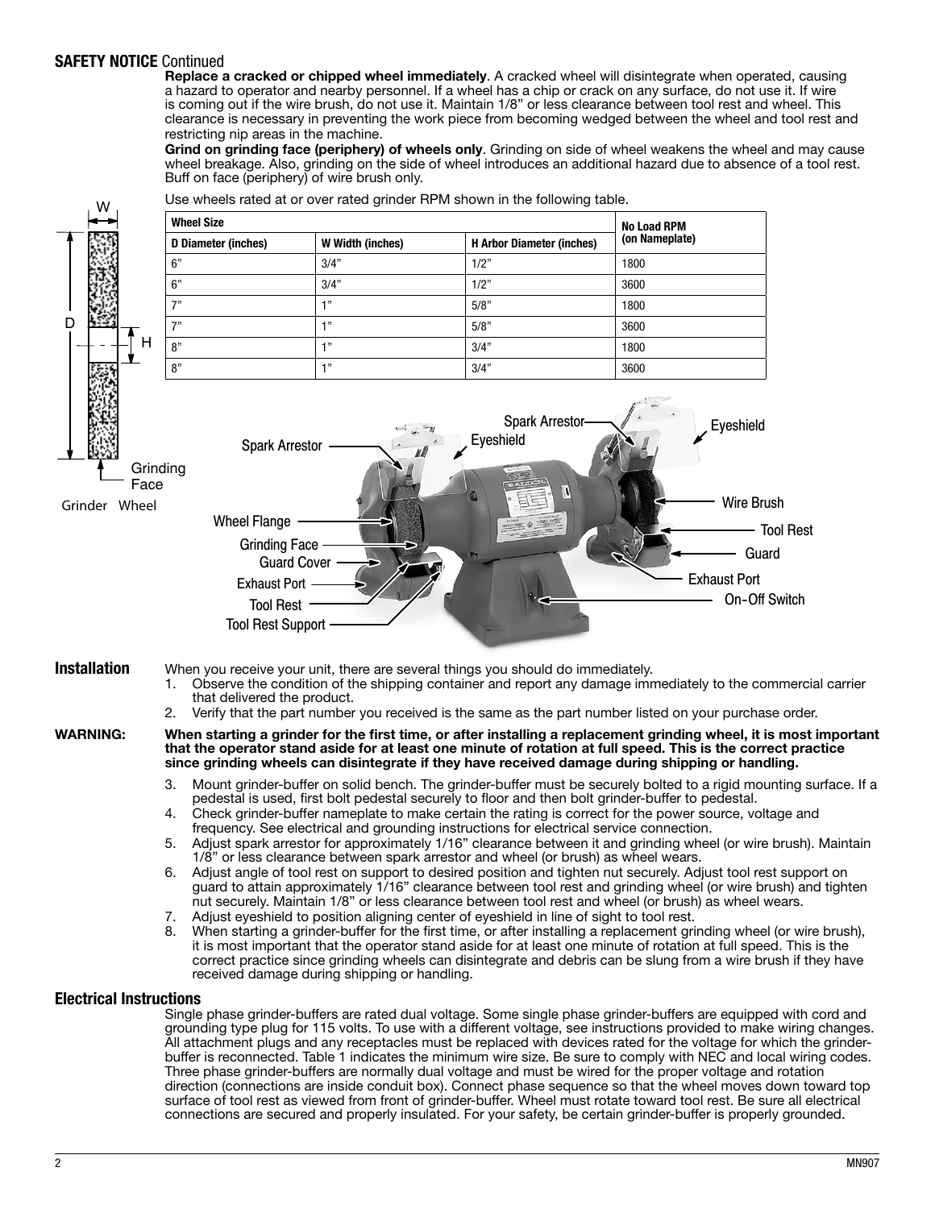**SAFETY NOTICE** Continued

**Replace a cracked or chipped wheel immediately**. A cracked wheel will disintegrate when operated, causing a hazard to operator and nearby personnel. If a wheel has a chip or crack on any surface, do not use it. If wire is coming out if the wire brush, do not use it. Maintain 1/8" or less clearance between tool rest and wheel. This clearance is necessary in preventing the work piece from becoming wedged between the wheel and tool rest and restricting nip areas in the machine.

**Grind on grinding face (periphery) of wheels only**. Grinding on side of wheel weakens the wheel and may cause wheel breakage. Also, grinding on the side of wheel introduces an additional hazard due to absence of a tool rest. Buff on face (periphery) of wire brush only.

Use wheels rated at or over rated grinder RPM shown in the following table.

| Wheel Size | | | No Load RPM (on Nameplate) |
|---|---|---|---|
| D Diameter (inches) | W Width (inches) | H Arbor Diameter (inches) | |
| 6" | 3/4" | 1/2" | 1800 |
| 6" | 3/4" | 1/2" | 3600 |
| 7" | 1" | 5/8" | 1800 |
| 7" | 1" | 5/8" | 3600 |
| 8" | 1" | 3/4" | 1800 |
| 8" | 1" | 3/4" | 3600 |

Grinder Wheel

## Installation

When you receive your unit, there are several things you should do immediately.

1. Observe the condition of the shipping container and report any damage immediately to the commercial carrier that delivered the product.
2. Verify that the part number you received is the same as the part number listed on your purchase order.

**WARNING: When starting a grinder for the first time, or after installing a replacement grinding wheel, it is most important that the operator stand aside for at least one minute of rotation at full speed. This is the correct practice since grinding wheels can disintegrate if they have received damage during shipping or handling.**

3. Mount grinder-buffer on solid bench. The grinder-buffer must be securely bolted to a rigid mounting surface. If a pedestal is used, first bolt pedestal securely to floor and then bolt grinder-buffer to pedestal.
4. Check grinder-buffer nameplate to make certain the rating is correct for the power source, voltage and frequency. See electrical and grounding instructions for electrical service connection.
5. Adjust spark arrestor for approximately 1/16" clearance between it and grinding wheel (or wire brush). Maintain 1/8" or less clearance between spark arrestor and wheel (or brush) as wheel wears.
6. Adjust angle of tool rest on support to desired position and tighten nut securely. Adjust tool rest support on guard to attain approximately 1/16" clearance between tool rest and grinding wheel (or wire brush) and tighten nut securely. Maintain 1/8" or less clearance between tool rest and wheel (or brush) as wheel wears.
7. Adjust eyeshield to position aligning center of eyeshield in line of sight to tool rest.
8. When starting a grinder-buffer for the first time, or after installing a replacement grinding wheel (or wire brush), it is most important that the operator stand aside for at least one minute of rotation at full speed. This is the correct practice since grinding wheels can disintegrate and debris can be slung from a wire brush if they have received damage during shipping or handling.

## Electrical Instructions

Single phase grinder-buffers are rated dual voltage. Some single phase grinder-buffers are equipped with cord and grounding type plug for 115 volts. To use with a different voltage, see instructions provided to make wiring changes. All attachment plugs and any receptacles must be replaced with devices rated for the voltage for which the grinder-buffer is reconnected. Table 1 indicates the minimum wire size. Be sure to comply with NEC and local wiring codes. Three phase grinder-buffers are normally dual voltage and must be wired for the proper voltage and rotation direction (connections are inside conduit box). Connect phase sequence so that the wheel moves down toward top surface of tool rest as viewed from front of grinder-buffer. Wheel must rotate toward tool rest. Be sure all electrical connections are secured and properly insulated. For your safety, be certain grinder-buffer is properly grounded.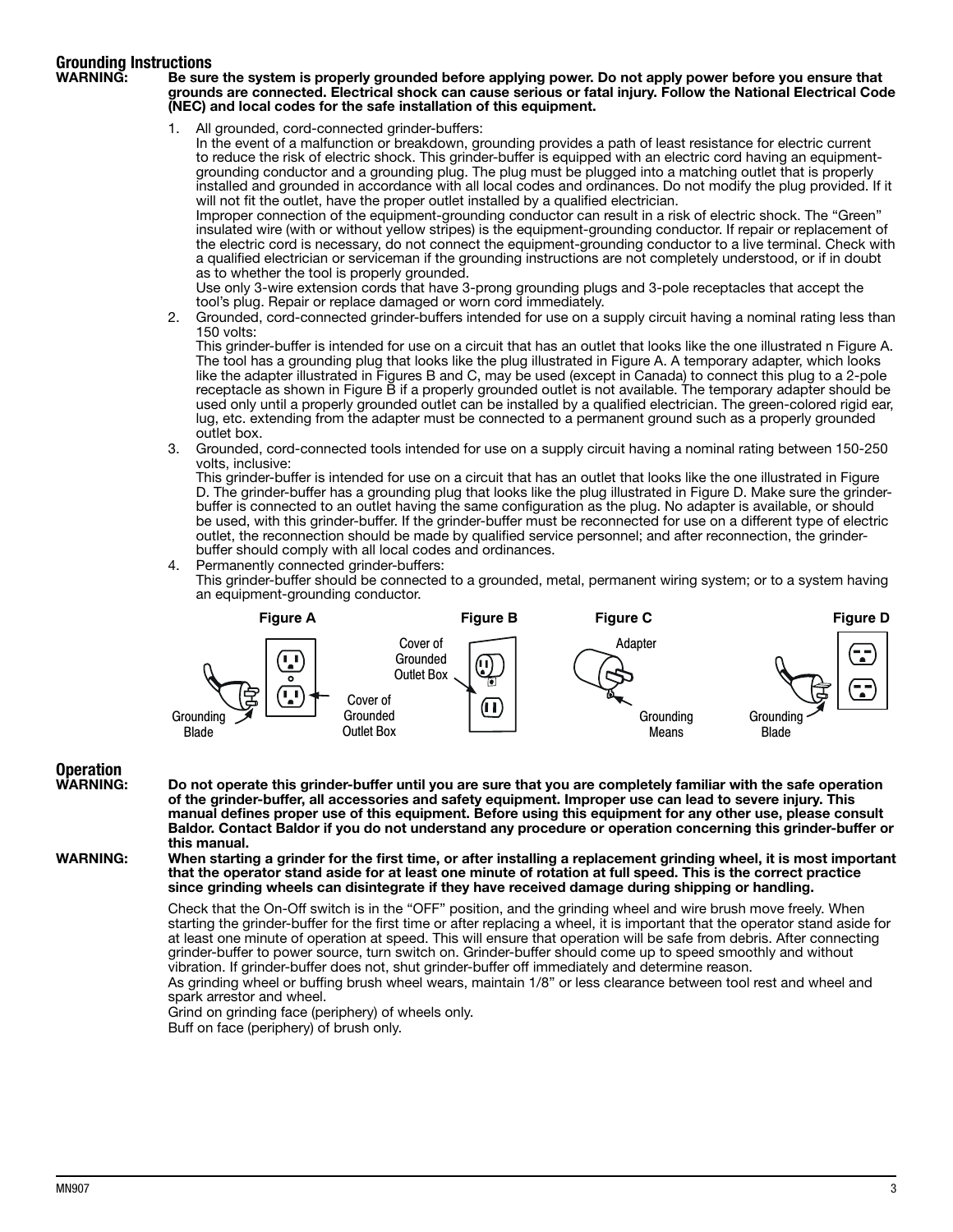## Grounding Instructions

**WARNING: Be sure the system is properly grounded before applying power. Do not apply power before you ensure that grounds are connected. Electrical shock can cause serious or fatal injury. Follow the National Electrical Code (NEC) and local codes for the safe installation of this equipment.**

1. All grounded, cord-connected grinder-buffers:
   In the event of a malfunction or breakdown, grounding provides a path of least resistance for electric current to reduce the risk of electric shock. This grinder-buffer is equipped with an electric cord having an equipment-grounding conductor and a grounding plug. The plug must be plugged into a matching outlet that is properly installed and grounded in accordance with all local codes and ordinances. Do not modify the plug provided. If it will not fit the outlet, have the proper outlet installed by a qualified electrician.
   Improper connection of the equipment-grounding conductor can result in a risk of electric shock. The "Green" insulated wire (with or without yellow stripes) is the equipment-grounding conductor. If repair or replacement of the electric cord is necessary, do not connect the equipment-grounding conductor to a live terminal. Check with a qualified electrician or serviceman if the grounding instructions are not completely understood, or if in doubt as to whether the tool is properly grounded.
   Use only 3-wire extension cords that have 3-prong grounding plugs and 3-pole receptacles that accept the tool's plug. Repair or replace damaged or worn cord immediately.
2. Grounded, cord-connected grinder-buffers intended for use on a supply circuit having a nominal rating less than 150 volts:
   This grinder-buffer is intended for use on a circuit that has an outlet that looks like the one illustrated n Figure A. The tool has a grounding plug that looks like the plug illustrated in Figure A. A temporary adapter, which looks like the adapter illustrated in Figures B and C, may be used (except in Canada) to connect this plug to a 2-pole receptacle as shown in Figure B if a properly grounded outlet is not available. The temporary adapter should be used only until a properly grounded outlet can be installed by a qualified electrician. The green-colored rigid ear, lug, etc. extending from the adapter must be connected to a permanent ground such as a properly grounded outlet box.
3. Grounded, cord-connected tools intended for use on a supply circuit having a nominal rating between 150-250 volts, inclusive:
   This grinder-buffer is intended for use on a circuit that has an outlet that looks like the one illustrated in Figure D. The grinder-buffer has a grounding plug that looks like the plug illustrated in Figure D. Make sure the grinder-buffer is connected to an outlet having the same configuration as the plug. No adapter is available, or should be used, with this grinder-buffer. If the grinder-buffer must be reconnected for use on a different type of electric outlet, the reconnection should be made by qualified service personnel; and after reconnection, the grinder-buffer should comply with all local codes and ordinances.
4. Permanently connected grinder-buffers:
   This grinder-buffer should be connected to a grounded, metal, permanent wiring system; or to a system having an equipment-grounding conductor.

**Figure A** — Grounding Blade; Cover of Grounded Outlet Box

**Figure B** — Cover of Grounded Outlet Box

**Figure C** — Adapter; Grounding Means

**Figure D** — Grounding Blade

## Operation

**WARNING: Do not operate this grinder-buffer until you are sure that you are completely familiar with the safe operation of the grinder-buffer, all accessories and safety equipment. Improper use can lead to severe injury. This manual defines proper use of this equipment. Before using this equipment for any other use, please consult Baldor. Contact Baldor if you do not understand any procedure or operation concerning this grinder-buffer or this manual.**

**WARNING: When starting a grinder for the first time, or after installing a replacement grinding wheel, it is most important that the operator stand aside for at least one minute of rotation at full speed. This is the correct practice since grinding wheels can disintegrate if they have received damage during shipping or handling.**

Check that the On-Off switch is in the "OFF" position, and the grinding wheel and wire brush move freely. When starting the grinder-buffer for the first time or after replacing a wheel, it is important that the operator stand aside for at least one minute of operation at speed. This will ensure that operation will be safe from debris. After connecting grinder-buffer to power source, turn switch on. Grinder-buffer should come up to speed smoothly and without vibration. If grinder-buffer does not, shut grinder-buffer off immediately and determine reason.

As grinding wheel or buffing brush wheel wears, maintain 1/8" or less clearance between tool rest and wheel and spark arrestor and wheel.

Grind on grinding face (periphery) of wheels only.

Buff on face (periphery) of brush only.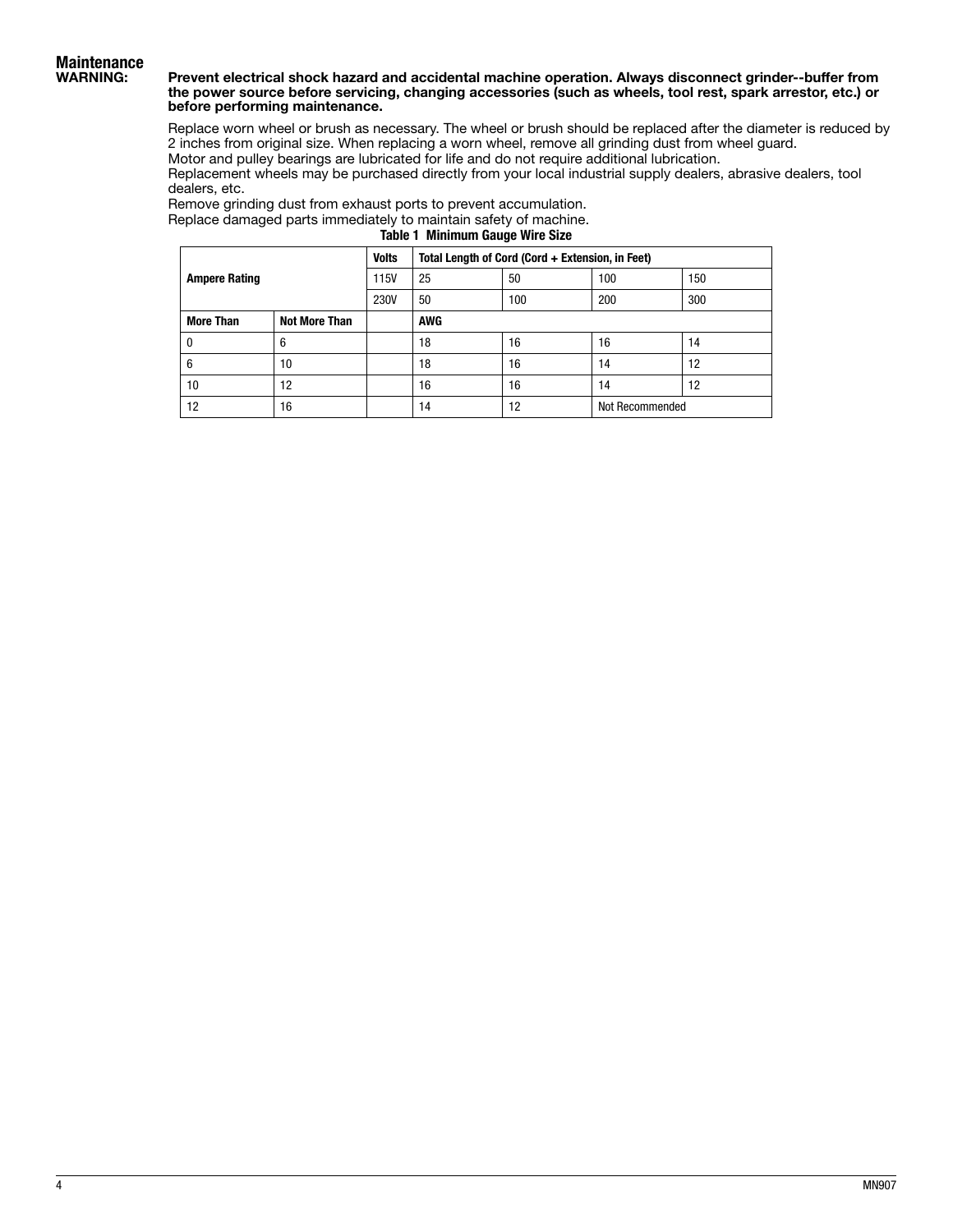## Maintenance

**WARNING: Prevent electrical shock hazard and accidental machine operation. Always disconnect grinder--buffer from the power source before servicing, changing accessories (such as wheels, tool rest, spark arrestor, etc.) or before performing maintenance.**

Replace worn wheel or brush as necessary. The wheel or brush should be replaced after the diameter is reduced by 2 inches from original size. When replacing a worn wheel, remove all grinding dust from wheel guard.
Motor and pulley bearings are lubricated for life and do not require additional lubrication.
Replacement wheels may be purchased directly from your local industrial supply dealers, abrasive dealers, tool dealers, etc.
Remove grinding dust from exhaust ports to prevent accumulation.
Replace damaged parts immediately to maintain safety of machine.

**Table 1 Minimum Gauge Wire Size**

| Ampere Rating | | Volts | Total Length of Cord (Cord + Extension, in Feet) | | | |
|---|---|---|---|---|---|---|
| | | 115V | 25 | 50 | 100 | 150 |
| | | 230V | 50 | 100 | 200 | 300 |
| **More Than** | **Not More Than** | | **AWG** | | | |
| 0 | 6 | | 18 | 16 | 16 | 14 |
| 6 | 10 | | 18 | 16 | 14 | 12 |
| 10 | 12 | | 16 | 16 | 14 | 12 |
| 12 | 16 | | 14 | 12 | Not Recommended | |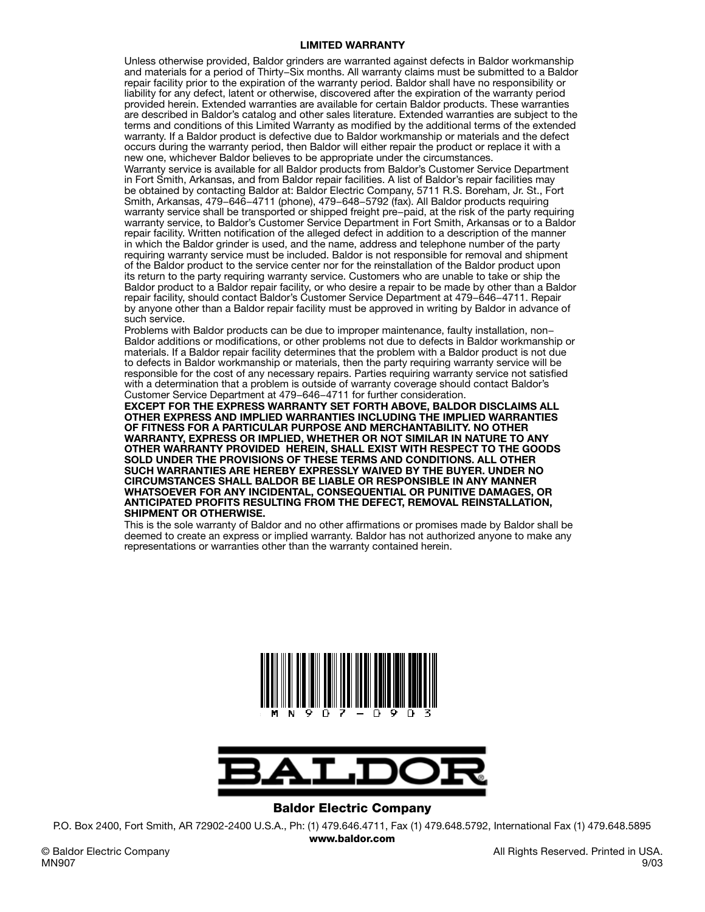## LIMITED WARRANTY

Unless otherwise provided, Baldor grinders are warranted against defects in Baldor workmanship and materials for a period of Thirty−Six months. All warranty claims must be submitted to a Baldor repair facility prior to the expiration of the warranty period. Baldor shall have no responsibility or liability for any defect, latent or otherwise, discovered after the expiration of the warranty period provided herein. Extended warranties are available for certain Baldor products. These warranties are described in Baldor's catalog and other sales literature. Extended warranties are subject to the terms and conditions of this Limited Warranty as modified by the additional terms of the extended warranty. If a Baldor product is defective due to Baldor workmanship or materials and the defect occurs during the warranty period, then Baldor will either repair the product or replace it with a new one, whichever Baldor believes to be appropriate under the circumstances.

Warranty service is available for all Baldor products from Baldor's Customer Service Department in Fort Smith, Arkansas, and from Baldor repair facilities. A list of Baldor's repair facilities may be obtained by contacting Baldor at: Baldor Electric Company, 5711 R.S. Boreham, Jr. St., Fort Smith, Arkansas, 479−646−4711 (phone), 479−648−5792 (fax). All Baldor products requiring warranty service shall be transported or shipped freight pre−paid, at the risk of the party requiring warranty service, to Baldor's Customer Service Department in Fort Smith, Arkansas or to a Baldor repair facility. Written notification of the alleged defect in addition to a description of the manner in which the Baldor grinder is used, and the name, address and telephone number of the party requiring warranty service must be included. Baldor is not responsible for removal and shipment of the Baldor product to the service center nor for the reinstallation of the Baldor product upon its return to the party requiring warranty service. Customers who are unable to take or ship the Baldor product to a Baldor repair facility, or who desire a repair to be made by other than a Baldor repair facility, should contact Baldor's Customer Service Department at 479−646−4711. Repair by anyone other than a Baldor repair facility must be approved in writing by Baldor in advance of such service.

Problems with Baldor products can be due to improper maintenance, faulty installation, non−Baldor additions or modifications, or other problems not due to defects in Baldor workmanship or materials. If a Baldor repair facility determines that the problem with a Baldor product is not due to defects in Baldor workmanship or materials, then the party requiring warranty service will be responsible for the cost of any necessary repairs. Parties requiring warranty service not satisfied with a determination that a problem is outside of warranty coverage should contact Baldor's Customer Service Department at 479−646−4711 for further consideration.

**EXCEPT FOR THE EXPRESS WARRANTY SET FORTH ABOVE, BALDOR DISCLAIMS ALL OTHER EXPRESS AND IMPLIED WARRANTIES INCLUDING THE IMPLIED WARRANTIES OF FITNESS FOR A PARTICULAR PURPOSE AND MERCHANTABILITY. NO OTHER WARRANTY, EXPRESS OR IMPLIED, WHETHER OR NOT SIMILAR IN NATURE TO ANY OTHER WARRANTY PROVIDED HEREIN, SHALL EXIST WITH RESPECT TO THE GOODS SOLD UNDER THE PROVISIONS OF THESE TERMS AND CONDITIONS. ALL OTHER SUCH WARRANTIES ARE HEREBY EXPRESSLY WAIVED BY THE BUYER. UNDER NO CIRCUMSTANCES SHALL BALDOR BE LIABLE OR RESPONSIBLE IN ANY MANNER WHATSOEVER FOR ANY INCIDENTAL, CONSEQUENTIAL OR PUNITIVE DAMAGES, OR ANTICIPATED PROFITS RESULTING FROM THE DEFECT, REMOVAL REINSTALLATION, SHIPMENT OR OTHERWISE.**

This is the sole warranty of Baldor and no other affirmations or promises made by Baldor shall be deemed to create an express or implied warranty. Baldor has not authorized anyone to make any representations or warranties other than the warranty contained herein.

MN907−0903

BALDOR®

**Baldor Electric Company**

P.O. Box 2400, Fort Smith, AR 72902-2400 U.S.A., Ph: (1) 479.646.4711, Fax (1) 479.648.5792, International Fax (1) 479.648.5895

**www.baldor.com**

© Baldor Electric Company
MN907

All Rights Reserved. Printed in USA.
9/03